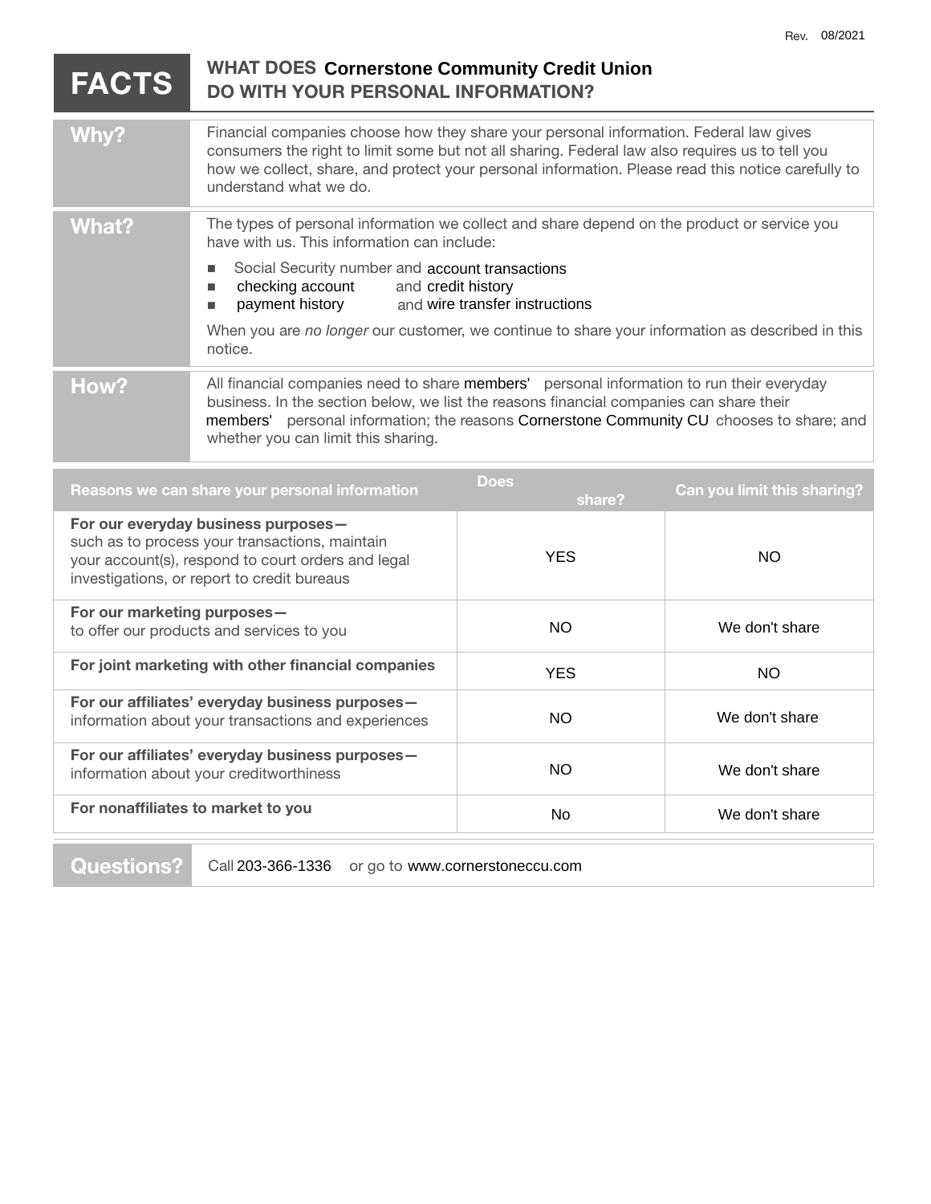Rev. 08/2021

# FACTS — WHAT DOES Cornerstone Community Credit Union DO WITH YOUR PERSONAL INFORMATION?

| | |
|---|---|
| **Why?** | Financial companies choose how they share your personal information. Federal law gives consumers the right to limit some but not all sharing. Federal law also requires us to tell you how we collect, share, and protect your personal information. Please read this notice carefully to understand what we do. |
| **What?** | The types of personal information we collect and share depend on the product or service you have with us. This information can include:<br>■ Social Security number and account transactions<br>■ checking account and credit history<br>■ payment history and wire transfer instructions<br><br>When you are *no longer* our customer, we continue to share your information as described in this notice. |
| **How?** | All financial companies need to share members' personal information to run their everyday business. In the section below, we list the reasons financial companies can share their members' personal information; the reasons Cornerstone Community CU chooses to share; and whether you can limit this sharing. |

| Reasons we can share your personal information | Does share? | Can you limit this sharing? |
|---|---|---|
| **For our everyday business purposes—** such as to process your transactions, maintain your account(s), respond to court orders and legal investigations, or report to credit bureaus | YES | NO |
| **For our marketing purposes—** to offer our products and services to you | NO | We don't share |
| **For joint marketing with other financial companies** | YES | NO |
| **For our affiliates' everyday business purposes—** information about your transactions and experiences | NO | We don't share |
| **For our affiliates' everyday business purposes—** information about your creditworthiness | NO | We don't share |
| **For nonaffiliates to market to you** | No | We don't share |

| | |
|---|---|
| **Questions?** | Call 203-366-1336 or go to www.cornerstoneccu.com |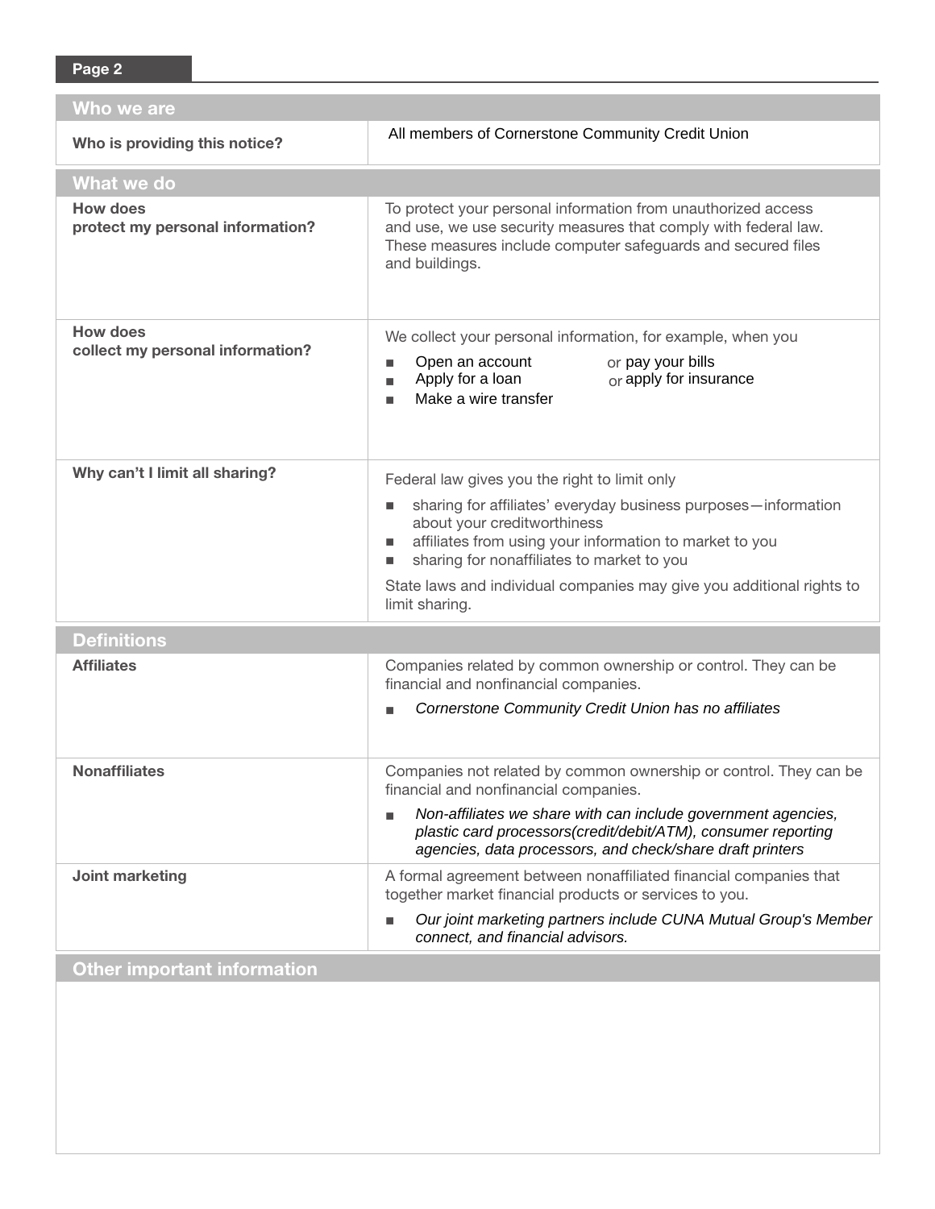| Who we are | |
|---|---|
| **Who is providing this notice?** | All members of Cornerstone Community Credit Union |

| What we do | |
|---|---|
| **How does protect my personal information?** | To protect your personal information from unauthorized access and use, we use security measures that comply with federal law. These measures include computer safeguards and secured files and buildings. |
| **How does collect my personal information?** | We collect your personal information, for example, when you<br>■ Open an account or pay your bills<br>■ Apply for a loan or apply for insurance<br>■ Make a wire transfer |
| **Why can't I limit all sharing?** | Federal law gives you the right to limit only<br>■ sharing for affiliates' everyday business purposes—information about your creditworthiness<br>■ affiliates from using your information to market to you<br>■ sharing for nonaffiliates to market to you<br>State laws and individual companies may give you additional rights to limit sharing. |

| Definitions | |
|---|---|
| **Affiliates** | Companies related by common ownership or control. They can be financial and nonfinancial companies.<br>■ *Cornerstone Community Credit Union has no affiliates* |
| **Nonaffiliates** | Companies not related by common ownership or control. They can be financial and nonfinancial companies.<br>■ *Non-affiliates we share with can include government agencies, plastic card processors(credit/debit/ATM), consumer reporting agencies, data processors, and check/share draft printers* |
| **Joint marketing** | A formal agreement between nonaffiliated financial companies that together market financial products or services to you.<br>■ *Our joint marketing partners include CUNA Mutual Group's Member connect, and financial advisors.* |

## Other important information